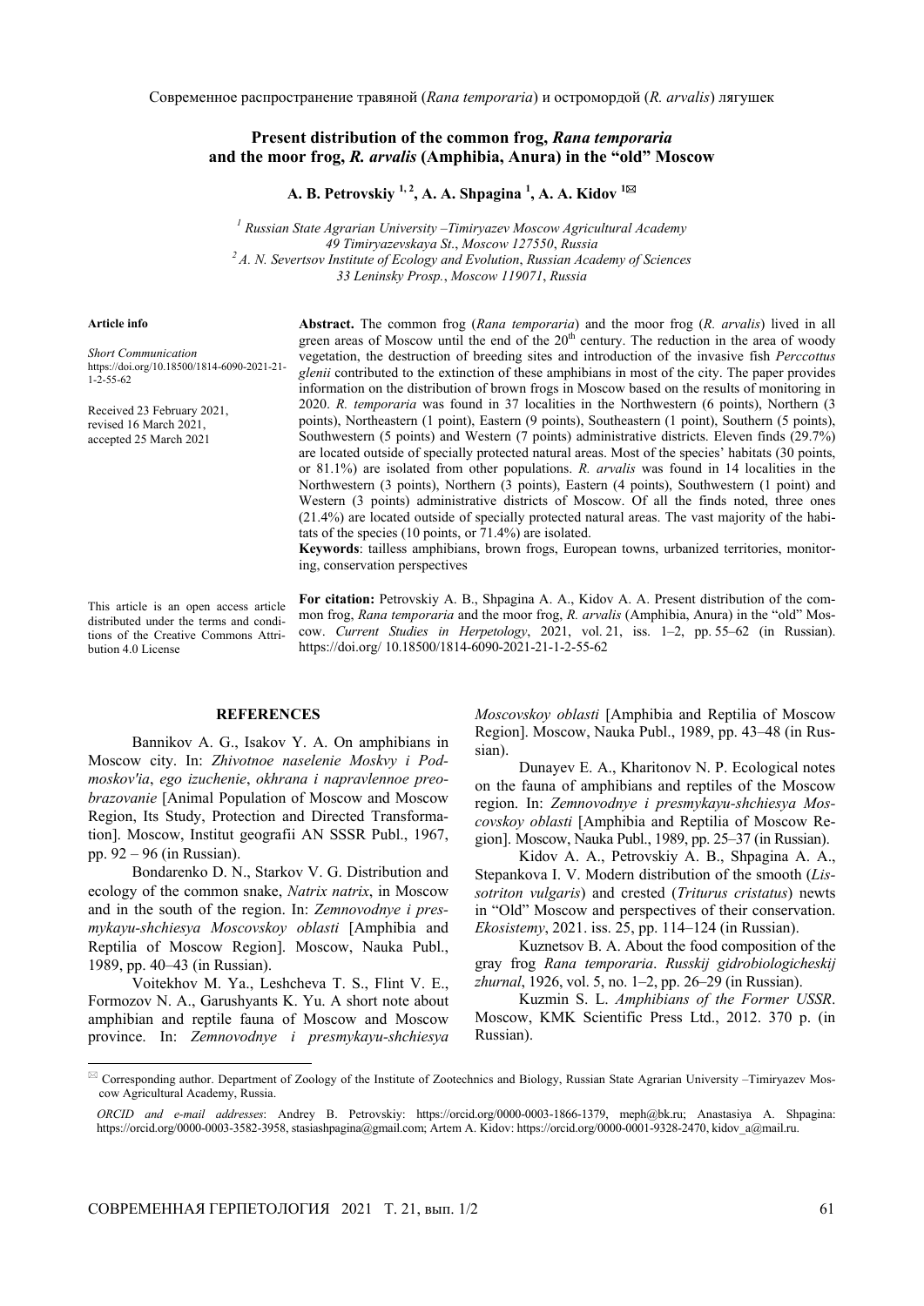# Present distribution of the common frog, *Rana temporaria* and the moor frog, *R. arvalis* (Amphibia, Anura) in the "old" Moscow

**A. B. Petrovskiy [1, 2], A. A. Shpagina [1], A. A. Kidov [1]✉**

[1] *Russian State Agrarian University –Timiryazev Moscow Agricultural Academy*
*49 Timiryazevskaya St., Moscow 127550, Russia*
[2] *A. N. Severtsov Institute of Ecology and Evolution, Russian Academy of Sciences*
*33 Leninsky Prosp., Moscow 119071, Russia*

**Article info**

*Short Communication*
https://doi.org/10.18500/1814-6090-2021-21-1-2-55-62

Received 23 February 2021, revised 16 March 2021, accepted 25 March 2021

**Abstract.** The common frog (*Rana temporaria*) and the moor frog (*R. arvalis*) lived in all green areas of Moscow until the end of the 20th century. The reduction in the area of woody vegetation, the destruction of breeding sites and introduction of the invasive fish *Perccottus glenii* contributed to the extinction of these amphibians in most of the city. The paper provides information on the distribution of brown frogs in Moscow based on the results of monitoring in 2020. *R. temporaria* was found in 37 localities in the Northwestern (6 points), Northern (3 points), Northeastern (1 point), Eastern (9 points), Southeastern (1 point), Southern (5 points), Southwestern (5 points) and Western (7 points) administrative districts. Eleven finds (29.7%) are located outside of specially protected natural areas. Most of the species' habitats (30 points, or 81.1%) are isolated from other populations. *R. arvalis* was found in 14 localities in the Northwestern (3 points), Northern (3 points), Eastern (4 points), Southwestern (1 point) and Western (3 points) administrative districts of Moscow. Of all the finds noted, three ones (21.4%) are located outside of specially protected natural areas. The vast majority of the habitats of the species (10 points, or 71.4%) are isolated.

**Keywords**: tailless amphibians, brown frogs, European towns, urbanized territories, monitoring, conservation perspectives

This article is an open access article distributed under the terms and conditions of the Creative Commons Attribution 4.0 License

**For citation:** Petrovskiy A. B., Shpagina A. A., Kidov A. A. Present distribution of the common frog, *Rana temporaria* and the moor frog, *R. arvalis* (Amphibia, Anura) in the "old" Moscow. *Current Studies in Herpetology*, 2021, vol. 21, iss. 1–2, pp. 55–62 (in Russian). https://doi.org/ 10.18500/1814-6090-2021-21-1-2-55-62

## REFERENCES

Bannikov A. G., Isakov Y. A. On amphibians in Moscow city. In: *Zhivotnoe naselenie Moskvy i Podmoskov'ia, ego izuchenie, okhrana i napravlennoe preobrazovanie* [Animal Population of Moscow and Moscow Region, Its Study, Protection and Directed Transformation]. Moscow, Institut geografii AN SSSR Publ., 1967, pp. 92 – 96 (in Russian).

Bondarenko D. N., Starkov V. G. Distribution and ecology of the common snake, *Natrix natrix*, in Moscow and in the south of the region. In: *Zemnovodnye i presmykayu-shchiesya Moscovskoy oblasti* [Amphibia and Reptilia of Moscow Region]. Moscow, Nauka Publ., 1989, pp. 40–43 (in Russian).

Voitekhov M. Ya., Leshcheva T. S., Flint V. E., Formozov N. A., Garushyants K. Yu. A short note about amphibian and reptile fauna of Moscow and Moscow province. In: *Zemnovodnye i presmykayu-shchiesya Moscovskoy oblasti* [Amphibia and Reptilia of Moscow Region]. Moscow, Nauka Publ., 1989, pp. 43–48 (in Russian).

Dunayev E. A., Kharitonov N. P. Ecological notes on the fauna of amphibians and reptiles of the Moscow region. In: *Zemnovodnye i presmykayu-shchiesya Moscovskoy oblasti* [Amphibia and Reptilia of Moscow Region]. Moscow, Nauka Publ., 1989, pp. 25–37 (in Russian).

Kidov A. A., Petrovskiy A. B., Shpagina A. A., Stepankova I. V. Modern distribution of the smooth (*Lissotriton vulgaris*) and crested (*Triturus cristatus*) newts in "Old" Moscow and perspectives of their conservation. *Ekosistemy*, 2021. iss. 25, pp. 114–124 (in Russian).

Kuznetsov B. A. About the food composition of the gray frog *Rana temporaria*. *Russkij gidrobiologicheskij zhurnal*, 1926, vol. 5, no. 1–2, pp. 26–29 (in Russian).

Kuzmin S. L. *Amphibians of the Former USSR*. Moscow, KMK Scientific Press Ltd., 2012. 370 p. (in Russian).

---

✉ Corresponding author. Department of Zoology of the Institute of Zootechnics and Biology, Russian State Agrarian University –Timiryazev Moscow Agricultural Academy, Russia.

*ORCID and e-mail addresses*: Andrey B. Petrovskiy: https://orcid.org/0000-0003-1866-1379, meph@bk.ru; Anastasiya A. Shpagina: https://orcid.org/0000-0003-3582-3958, stasiashpagina@gmail.com; Artem A. Kidov: https://orcid.org/0000-0001-9328-2470, kidov_a@mail.ru.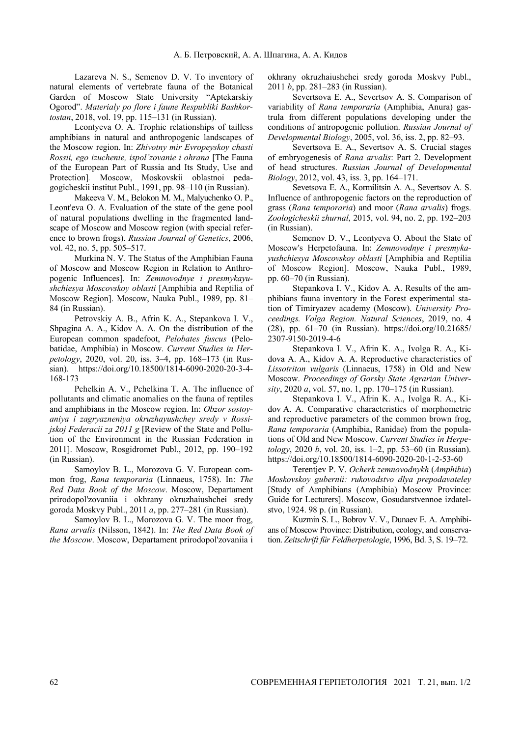Lazareva N. S., Semenov D. V. To inventory of natural elements of vertebrate fauna of the Botanical Garden of Moscow State University “Aptekarskiy Ogorod”. *Materialy po flore i faune Respubliki Bashkortostan*, 2018, vol. 19, pp. 115–131 (in Russian).

Leontyeva O. A. Trophic relationships of tailless amphibians in natural and anthropogenic landscapes of the Moscow region. In: *Zhivotny mir Evropeyskoy chasti Rossii, ego izuchenie, ispol'zovanie i ohrana* [The Fauna of the European Part of Russia and Its Study, Use and Protection]. Moscow, Moskovskii oblastnoi pedagogicheskii institut Publ., 1991, pp. 98–110 (in Russian).

Makeeva V. M., Belokon M. M., Malyuchenko O. P., Leont'eva O. A. Evaluation of the state of the gene pool of natural populations dwelling in the fragmented landscape of Moscow and Moscow region (with special reference to brown frogs). *Russian Journal of Genetics*, 2006, vol. 42, no. 5, pp. 505–517.

Murkina N. V. The Status of the Amphibian Fauna of Moscow and Moscow Region in Relation to Anthropogenic Influences]. In: *Zemnovodnye i presmykayushchiesya Moscovskoy oblasti* [Amphibia and Reptilia of Moscow Region]. Moscow, Nauka Publ., 1989, pp. 81–84 (in Russian).

Petrovskiy A. B., Afrin K. A., Stepankova I. V., Shpagina A. A., Kidov A. A. On the distribution of the European common spadefoot, *Pelobates fuscus* (Pelobatidae, Amphibia) in Moscow. *Current Studies in Herpetology*, 2020, vol. 20, iss. 3–4, pp. 168–173 (in Russian). https://doi.org/10.18500/1814-6090-2020-20-3-4-168-173

Pchelkin A. V., Pchelkina T. A. The influence of pollutants and climatic anomalies on the fauna of reptiles and amphibians in the Moscow region. In: *Obzor sostoyaniya i zagryazneniya okruzhayushchey sredy v Rossijskoj Federacii za 2011 g* [Review of the State and Pollution of the Environment in the Russian Federation in 2011]. Moscow, Rosgidromet Publ., 2012, pp. 190–192 (in Russian).

Samoylov B. L., Morozova G. V. European common frog, *Rana temporaria* (Linnaeus, 1758). In: *The Red Data Book of the Moscow*. Moscow, Departament prirodopol'zovaniia i okhrany okruzhaiushchei sredy goroda Moskvy Publ., 2011 *a*, pp. 277–281 (in Russian).

Samoylov B. L., Morozova G. V. The moor frog, *Rana arvalis* (Nilsson, 1842). In: *The Red Data Book of the Moscow*. Moscow, Departament prirodopol'zovaniia i okhrany okruzhaiushchei sredy goroda Moskvy Publ., 2011 *b*, pp. 281–283 (in Russian).

Severtsova E. A., Severtsov A. S. Comparison of variability of *Rana temporaria* (Amphibia, Anura) gastrula from different populations developing under the conditions of antropogenic pollution. *Russian Journal of Developmental Biology*, 2005, vol. 36, iss. 2, pp. 82–93.

Severtsova E. A., Severtsov A. S. Crucial stages of embryogenesis of *Rana arvalis*: Part 2. Development of head structures. *Russian Journal of Developmental Biology*, 2012, vol. 43, iss. 3, pp. 164–171.

Sevetsova E. A., Kormilitsin A. A., Severtsov A. S. Influence of anthropogenic factors on the reproduction of grass (*Rana temporaria*) and moor (*Rana arvalis*) frogs. *Zoologicheskii zhurnal*, 2015, vol. 94, no. 2, pp. 192–203 (in Russian).

Semenov D. V., Leontyeva O. About the State of Moscow's Herpetofauna. In: *Zemnovodnye i presmykayushchiesya Moscovskoy oblasti* [Amphibia and Reptilia of Moscow Region]. Moscow, Nauka Publ., 1989, pp. 60–70 (in Russian).

Stepankova I. V., Kidov A. A. Results of the amphibians fauna inventory in the Forest experimental station of Timiryazev academy (Moscow). *University Proceedings. Volga Region. Natural Sciences*, 2019, no. 4 (28), pp. 61–70 (in Russian). https://doi.org/10.21685/2307-9150-2019-4-6

Stepankova I. V., Afrin K. A., Ivolga R. A., Kidova A. A., Kidov A. A. Reproductive characteristics of *Lissotriton vulgaris* (Linnaeus, 1758) in Old and New Moscow. *Proceedings of Gorsky State Agrarian University*, 2020 *a*, vol. 57, no. 1, pp. 170–175 (in Russian).

Stepankova I. V., Afrin K. A., Ivolga R. A., Kidov A. A. Comparative characteristics of morphometric and reproductive parameters of the common brown frog, *Rana temporaria* (Amphibia, Ranidae) from the populations of Old and New Moscow. *Current Studies in Herpetology*, 2020 *b*, vol. 20, iss. 1–2, pp. 53–60 (in Russian). https://doi.org/10.18500/1814-6090-2020-20-1-2-53-60

Terentjev P. V. *Ocherk zemnovodnykh* (*Amphibia*) *Moskovskoy gubernii: rukovodstvo dlya prepodavateley* [Study of Amphibians (Amphibia) Moscow Province: Guide for Lecturers]. Moscow, Gosudarstvennoe izdatelstvo, 1924. 98 p. (in Russian).

Kuzmin S. L., Bobrov V. V., Dunaev E. A. Amphibians of Moscow Province: Distribution, ecology, and conservation. *Zeitschrift für Feldherpetologie*, 1996, Bd. 3, S. 19–72.